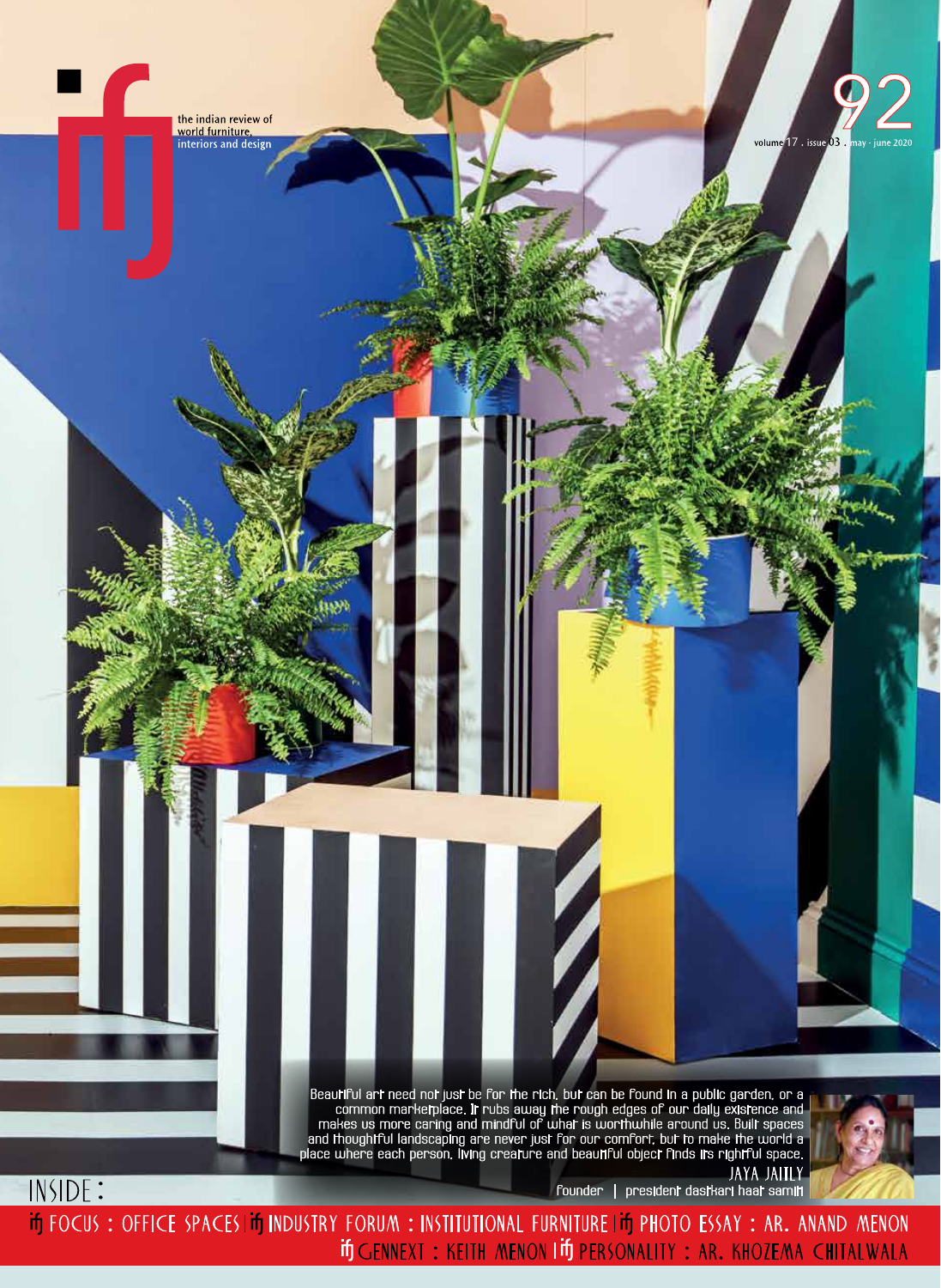# ifj

the indian review of world furniture, interiors and design

**92**

volume 17 . issue 03 . may - june 2020

> Beautiful art need not just be for the rich, but can be found in a public garden, or a common marketplace. It rubs away the rough edges of our daily existence and makes us more caring and mindful of what is worthwhile around us. Built spaces and thoughtful landscaping are never just for our comfort, but to make the world a place where each person, living creature and beautiful object finds its rightful space.
>
> **JAYA JAITLY**
> founder | president dastkari haat samiti

## INSIDE :

ifj FOCUS : OFFICE SPACES | ifj INDUSTRY FORUM : INSTITUTIONAL FURNITURE | ifj PHOTO ESSAY : AR. ANAND MENON
ifj GENNEXT : KEITH MENON | ifj PERSONALITY : AR. KHOZEMA CHITALWALA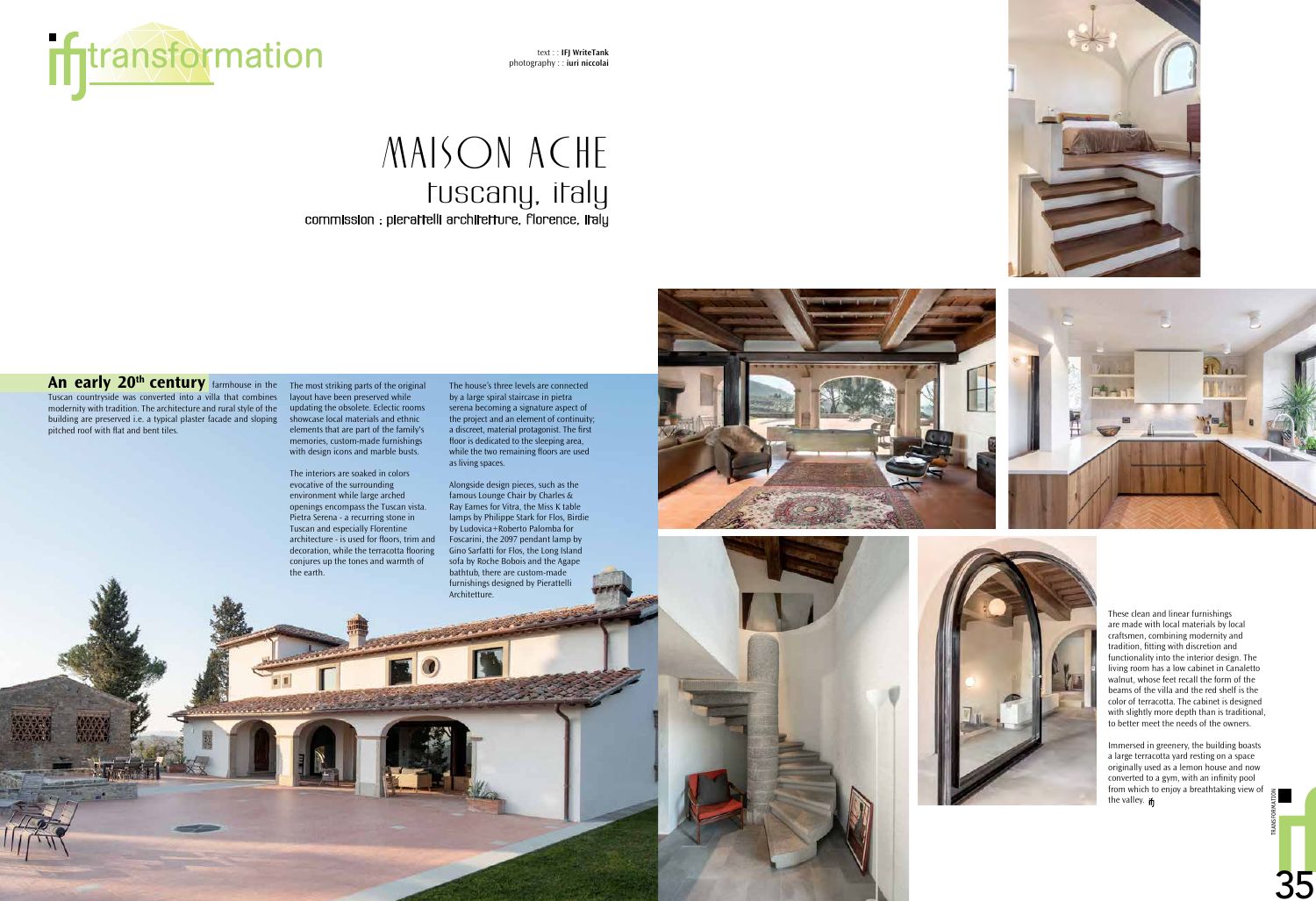text : : IFJ WriteTank
photography : : iuri niccolai

# MAISON ACHE
## tuscany, italy
### commission : pierattelli architetture, florence, italy

**An early 20th century** farmhouse in the Tuscan countryside was converted into a villa that combines modernity with tradition. The architecture and rural style of the building are preserved i.e. a typical plaster facade and sloping pitched roof with flat and bent tiles.

The most striking parts of the original layout have been preserved while updating the obsolete. Eclectic rooms showcase local materials and ethnic elements that are part of the family's memories, custom-made furnishings with design icons and marble busts.

The interiors are soaked in colors evocative of the surrounding environment while large arched openings encompass the Tuscan vista. Pietra Serena - a recurring stone in Tuscan and especially Florentine architecture - is used for floors, trim and decoration, while the terracotta flooring conjures up the tones and warmth of the earth.

The house's three levels are connected by a large spiral staircase in pietra serena becoming a signature aspect of the project and an element of continuity; a discreet, material protagonist. The first floor is dedicated to the sleeping area, while the two remaining floors are used as living spaces.

Alongside design pieces, such as the famous Lounge Chair by Charles & Ray Eames for Vitra, the Miss K table lamps by Philippe Stark for Flos, Birdie by Ludovica+Roberto Palomba for Foscarini, the 2097 pendant lamp by Gino Sarfatti for Flos, the Long Island sofa by Roche Bobois and the Agape bathtub, there are custom-made furnishings designed by Pierattelli Architetture.

These clean and linear furnishings are made with local materials by local craftsmen, combining modernity and tradition, fitting with discretion and functionality into the interior design. The living room has a low cabinet in Canaletto walnut, whose feet recall the form of the beams of the villa and the red shelf is the color of terracotta. The cabinet is designed with slightly more depth than is traditional, to better meet the needs of the owners.

Immersed in greenery, the building boasts a large terracotta yard resting on a space originally used as a lemon house and now converted to a gym, with an infinity pool from which to enjoy a breathtaking view of the valley.